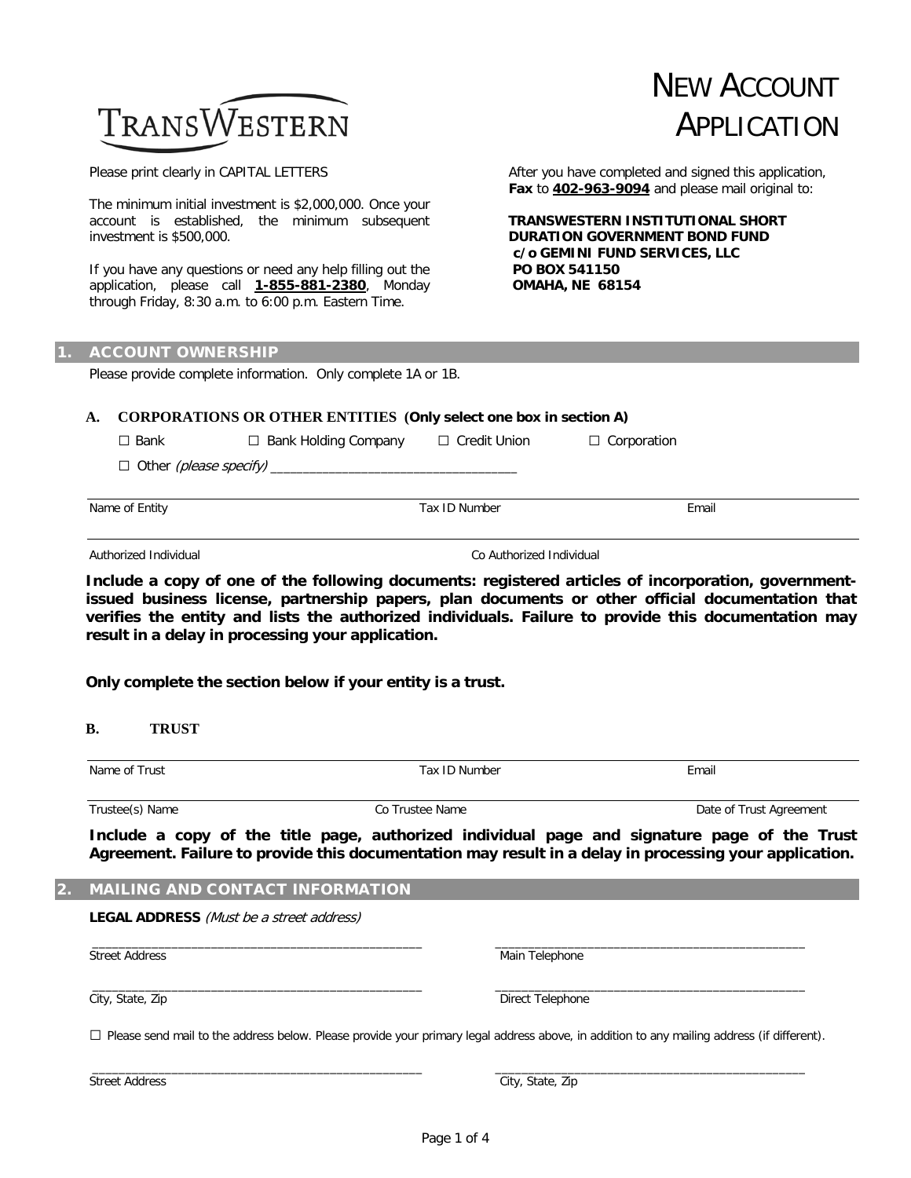TRANSWESTERN

# NEW ACCOUNT APPLICATION

Please print clearly in CAPITAL LETTERS

The minimum initial investment is $2,000,000. Once your account is established, the minimum subsequent investment is $500,000.

If you have any questions or need any help filling out the application, please call **1-855-881-2380**, Monday through Friday, 8:30 a.m. to 6:00 p.m. Eastern Time.

After you have completed and signed this application, **Fax** to **402-963-9094** and please mail original to:

**TRANSWESTERN INSTITUTIONAL SHORT DURATION GOVERNMENT BOND FUND**
**c/o GEMINI FUND SERVICES, LLC**
**PO BOX 541150**
**OMAHA, NE 68154**

## 1. ACCOUNT OWNERSHIP

Please provide complete information. Only complete 1A or 1B.

### A. CORPORATIONS OR OTHER ENTITIES (Only select one box in section A)

☐ Bank ☐ Bank Holding Company ☐ Credit Union ☐ Corporation

☐ Other *(please specify)* ___________________________________

Name of Entity | Tax ID Number | Email

Authorized Individual | Co Authorized Individual

**Include a copy of one of the following documents: registered articles of incorporation, government-issued business license, partnership papers, plan documents or other official documentation that verifies the entity and lists the authorized individuals. Failure to provide this documentation may result in a delay in processing your application.**

**Only complete the section below if your entity is a trust.**

### B. TRUST

Name of Trust | Tax ID Number | Email

Trustee(s) Name | Co Trustee Name | Date of Trust Agreement

**Include a copy of the title page, authorized individual page and signature page of the Trust Agreement. Failure to provide this documentation may result in a delay in processing your application.**

## 2. MAILING AND CONTACT INFORMATION

**LEGAL ADDRESS** *(Must be a street address)*

_________________________________________________ Street Address

_________________________________________________ Main Telephone

_________________________________________________ City, State, Zip

_________________________________________________ Direct Telephone

☐ Please send mail to the address below. Please provide your primary legal address above, in addition to any mailing address (if different).

_________________________________________________ Street Address

_________________________________________________ City, State, Zip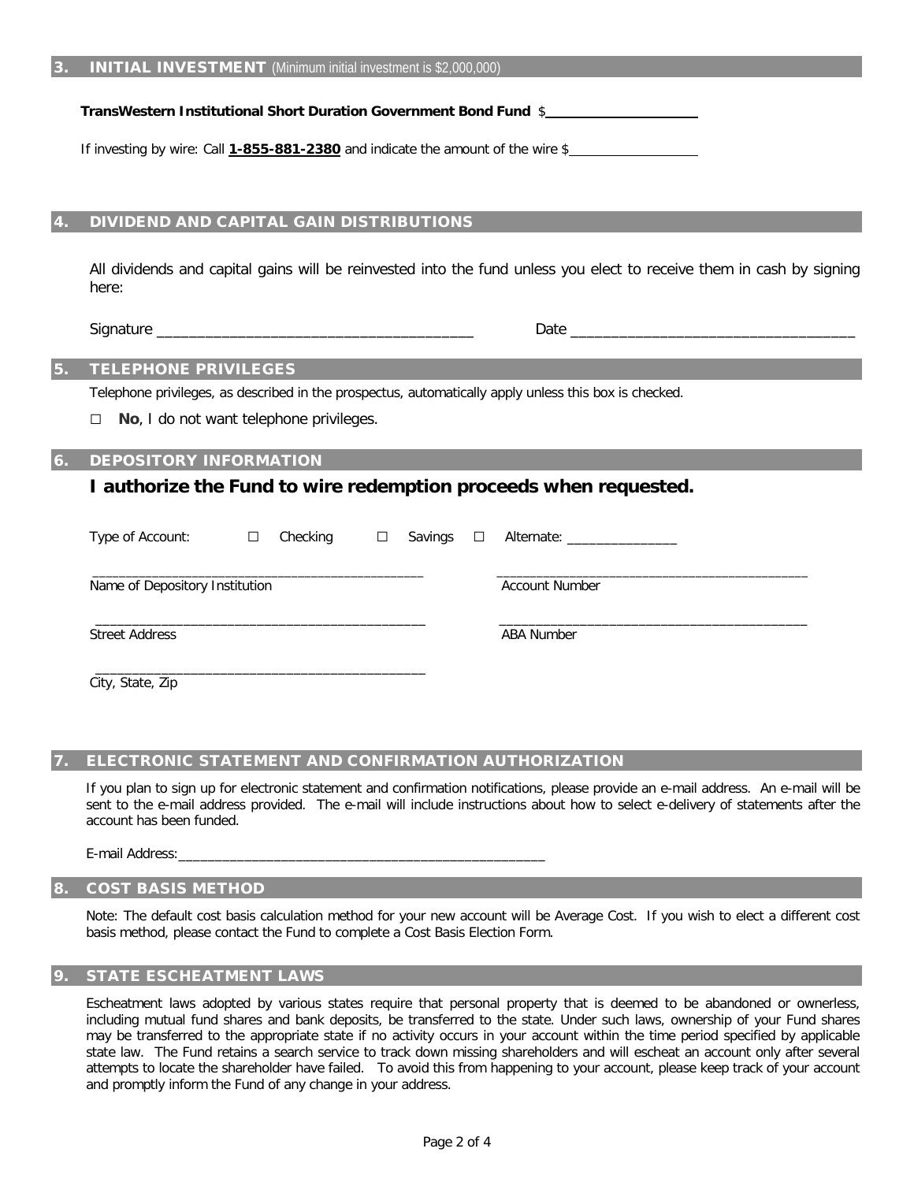## 3. INITIAL INVESTMENT (Minimum initial investment is $2,000,000)

**TransWestern Institutional Short Duration Government Bond Fund** $____________________

If investing by wire: Call **1-855-881-2380** and indicate the amount of the wire $__________________

## 4. DIVIDEND AND CAPITAL GAIN DISTRIBUTIONS

All dividends and capital gains will be reinvested into the fund unless you elect to receive them in cash by signing here:

Signature ________________________________________ Date ____________________________________

## 5. TELEPHONE PRIVILEGES

Telephone privileges, as described in the prospectus, automatically apply unless this box is checked.

☐ **No**, I do not want telephone privileges.

## 6. DEPOSITORY INFORMATION

### I authorize the Fund to wire redemption proceeds when requested.

Type of Account: ☐ Checking ☐ Savings ☐ Alternate: _______________

_____________________________________________ _____________________________________________
Name of Depository Institution Account Number

_____________________________________________ _____________________________________________
Street Address ABA Number

_____________________________________________
City, State, Zip

## 7. ELECTRONIC STATEMENT AND CONFIRMATION AUTHORIZATION

If you plan to sign up for electronic statement and confirmation notifications, please provide an e-mail address. An e-mail will be sent to the e-mail address provided. The e-mail will include instructions about how to select e-delivery of statements after the account has been funded.

E-mail Address:_____________________________________________________

## 8. COST BASIS METHOD

Note: The default cost basis calculation method for your new account will be Average Cost. If you wish to elect a different cost basis method, please contact the Fund to complete a Cost Basis Election Form.

## 9. STATE ESCHEATMENT LAWS

Escheatment laws adopted by various states require that personal property that is deemed to be abandoned or ownerless, including mutual fund shares and bank deposits, be transferred to the state. Under such laws, ownership of your Fund shares may be transferred to the appropriate state if no activity occurs in your account within the time period specified by applicable state law. The Fund retains a search service to track down missing shareholders and will escheat an account only after several attempts to locate the shareholder have failed. To avoid this from happening to your account, please keep track of your account and promptly inform the Fund of any change in your address.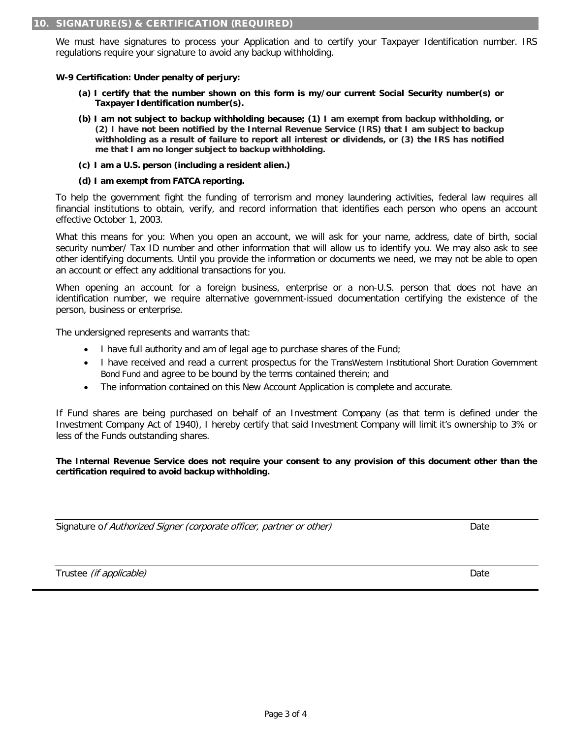## 10. SIGNATURE(S) & CERTIFICATION (REQUIRED)

We must have signatures to process your Application and to certify your Taxpayer Identification number. IRS regulations require your signature to avoid any backup withholding.

**W-9 Certification: Under penalty of perjury:**

**(a) I certify that the number shown on this form is my/our current Social Security number(s) or Taxpayer Identification number(s).**

**(b) I am not subject to backup withholding because; (1) I am exempt from backup withholding, or (2) I have not been notified by the Internal Revenue Service (IRS) that I am subject to backup withholding as a result of failure to report all interest or dividends, or (3) the IRS has notified me that I am no longer subject to backup withholding.**

**(c) I am a U.S. person (including a resident alien.)**

**(d) I am exempt from FATCA reporting.**

To help the government fight the funding of terrorism and money laundering activities, federal law requires all financial institutions to obtain, verify, and record information that identifies each person who opens an account effective October 1, 2003.

What this means for you: When you open an account, we will ask for your name, address, date of birth, social security number/ Tax ID number and other information that will allow us to identify you. We may also ask to see other identifying documents. Until you provide the information or documents we need, we may not be able to open an account or effect any additional transactions for you.

When opening an account for a foreign business, enterprise or a non-U.S. person that does not have an identification number, we require alternative government-issued documentation certifying the existence of the person, business or enterprise.

The undersigned represents and warrants that:

- I have full authority and am of legal age to purchase shares of the Fund;
- I have received and read a current prospectus for the TransWestern Institutional Short Duration Government Bond Fund and agree to be bound by the terms contained therein; and
- The information contained on this New Account Application is complete and accurate.

If Fund shares are being purchased on behalf of an Investment Company (as that term is defined under the Investment Company Act of 1940), I hereby certify that said Investment Company will limit it's ownership to 3% or less of the Funds outstanding shares.

**The Internal Revenue Service does not require your consent to any provision of this document other than the certification required to avoid backup withholding.**

Signature o*f Authorized Signer (corporate officer, partner or other)* Date

Trustee *(if applicable)* Date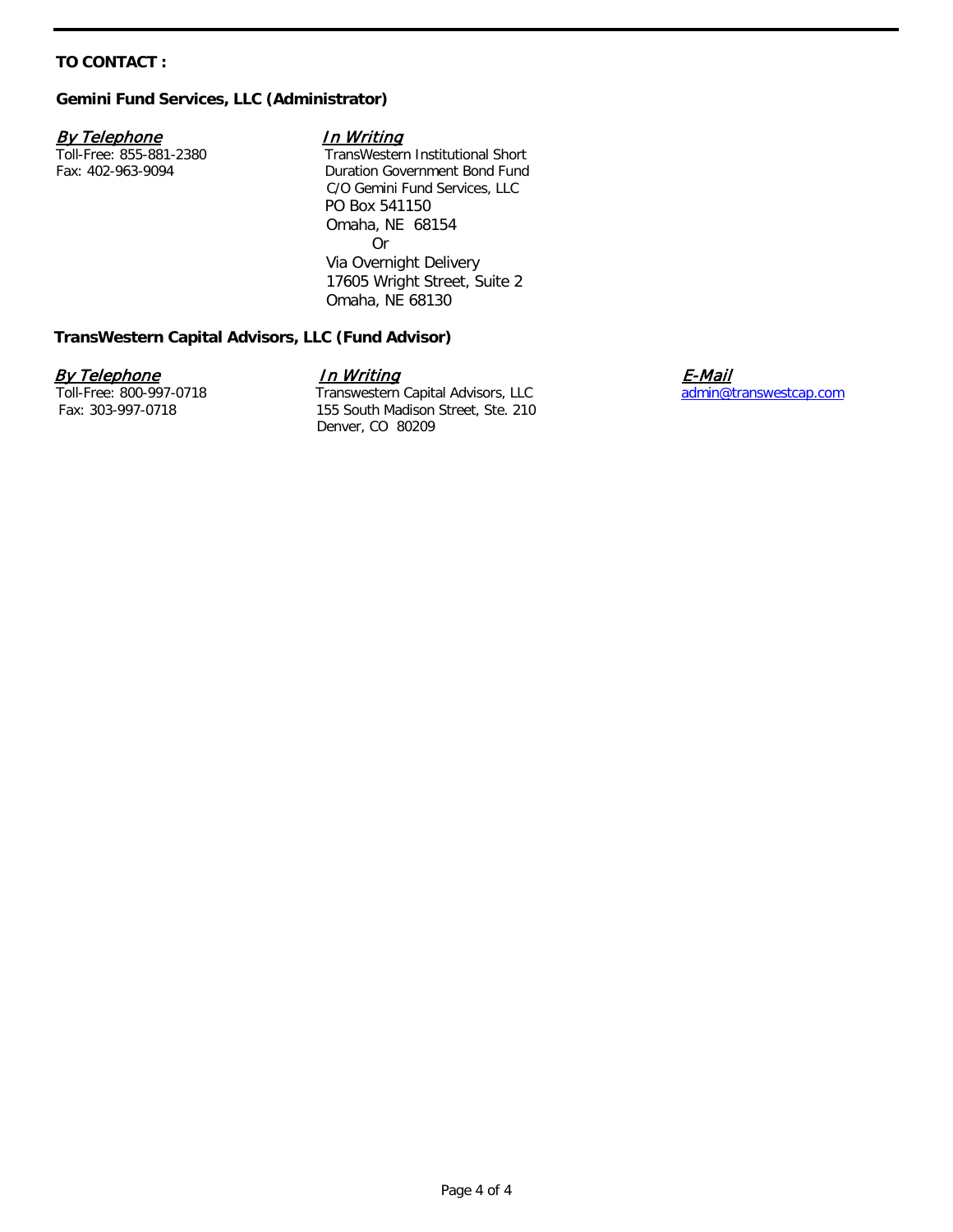**TO CONTACT :**

**Gemini Fund Services, LLC (Administrator)**

***By Telephone***

Toll-Free: 855-881-2380
Fax: 402-963-9094

***In Writing***

TransWestern Institutional Short
Duration Government Bond Fund
C/O Gemini Fund Services, LLC
PO Box 541150
Omaha, NE 68154
Or
Via Overnight Delivery
17605 Wright Street, Suite 2
Omaha, NE 68130

**TransWestern Capital Advisors, LLC (Fund Advisor)**

***By Telephone***

Toll-Free: 800-997-0718
Fax: 303-997-0718

***In Writing***

Transwestern Capital Advisors, LLC
155 South Madison Street, Ste. 210
Denver, CO 80209

***E-Mail***

admin@transwestcap.com